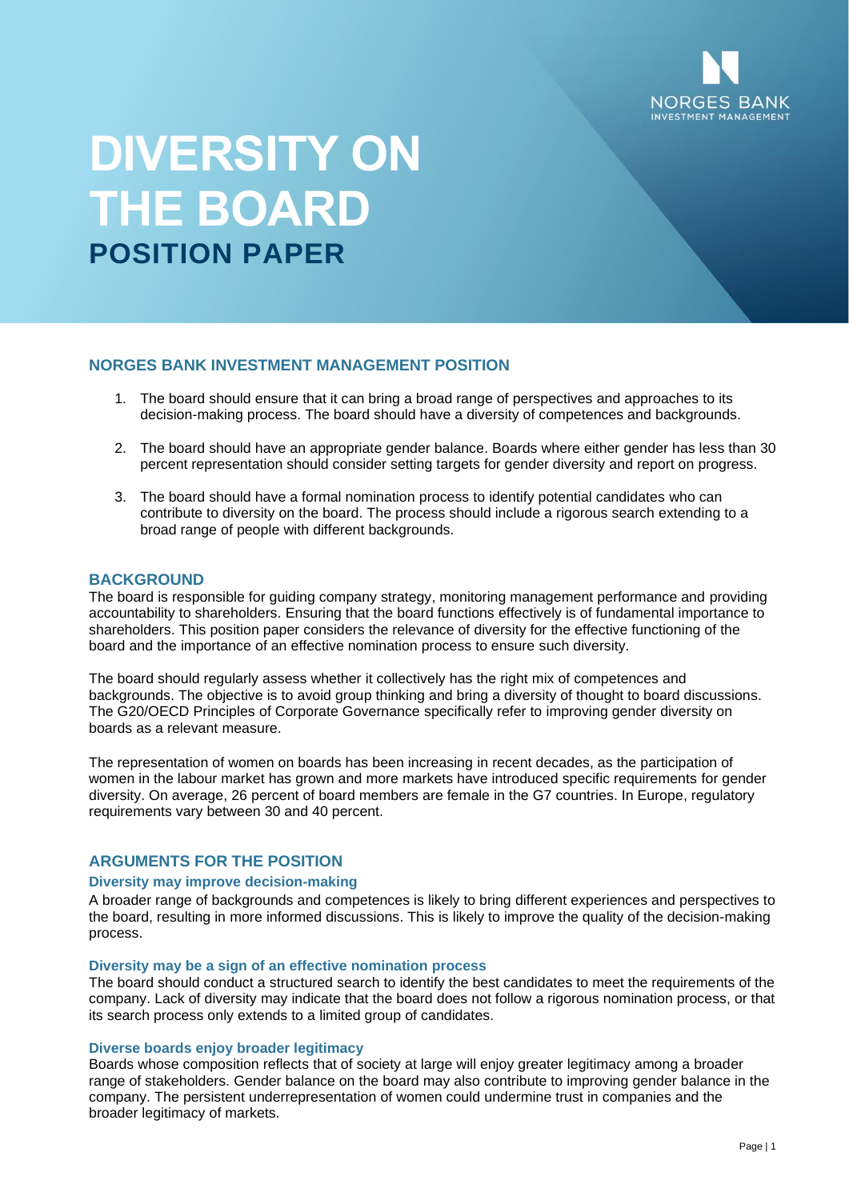NORGES BANK
INVESTMENT MANAGEMENT

# DIVERSITY ON THE BOARD

## POSITION PAPER

### NORGES BANK INVESTMENT MANAGEMENT POSITION

1. The board should ensure that it can bring a broad range of perspectives and approaches to its decision-making process. The board should have a diversity of competences and backgrounds.
2. The board should have an appropriate gender balance. Boards where either gender has less than 30 percent representation should consider setting targets for gender diversity and report on progress.
3. The board should have a formal nomination process to identify potential candidates who can contribute to diversity on the board. The process should include a rigorous search extending to a broad range of people with different backgrounds.

### BACKGROUND

The board is responsible for guiding company strategy, monitoring management performance and providing accountability to shareholders. Ensuring that the board functions effectively is of fundamental importance to shareholders. This position paper considers the relevance of diversity for the effective functioning of the board and the importance of an effective nomination process to ensure such diversity.

The board should regularly assess whether it collectively has the right mix of competences and backgrounds. The objective is to avoid group thinking and bring a diversity of thought to board discussions. The G20/OECD Principles of Corporate Governance specifically refer to improving gender diversity on boards as a relevant measure.

The representation of women on boards has been increasing in recent decades, as the participation of women in the labour market has grown and more markets have introduced specific requirements for gender diversity. On average, 26 percent of board members are female in the G7 countries. In Europe, regulatory requirements vary between 30 and 40 percent.

### ARGUMENTS FOR THE POSITION

#### Diversity may improve decision-making

A broader range of backgrounds and competences is likely to bring different experiences and perspectives to the board, resulting in more informed discussions. This is likely to improve the quality of the decision-making process.

#### Diversity may be a sign of an effective nomination process

The board should conduct a structured search to identify the best candidates to meet the requirements of the company. Lack of diversity may indicate that the board does not follow a rigorous nomination process, or that its search process only extends to a limited group of candidates.

#### Diverse boards enjoy broader legitimacy

Boards whose composition reflects that of society at large will enjoy greater legitimacy among a broader range of stakeholders. Gender balance on the board may also contribute to improving gender balance in the company. The persistent underrepresentation of women could undermine trust in companies and the broader legitimacy of markets.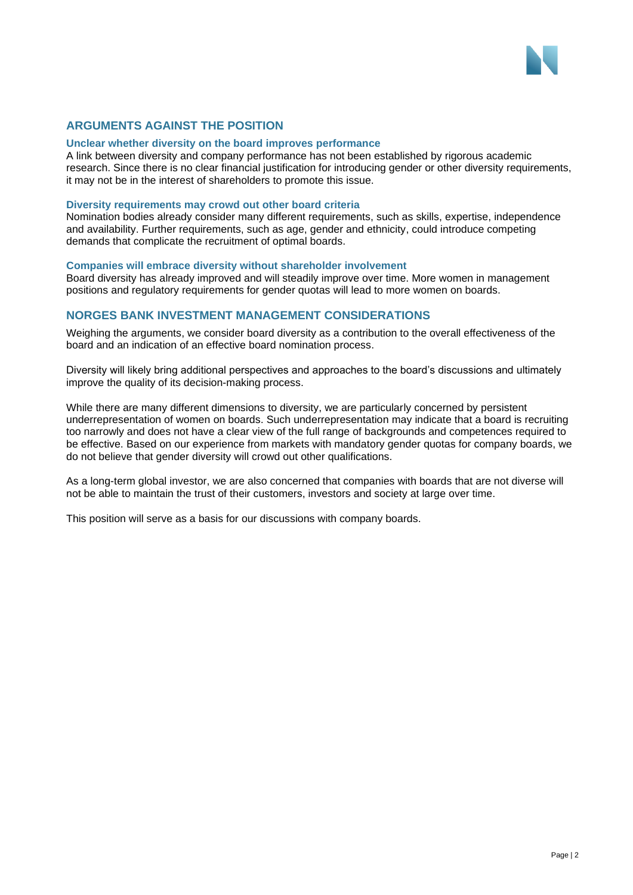## ARGUMENTS AGAINST THE POSITION

### Unclear whether diversity on the board improves performance

A link between diversity and company performance has not been established by rigorous academic research. Since there is no clear financial justification for introducing gender or other diversity requirements, it may not be in the interest of shareholders to promote this issue.

### Diversity requirements may crowd out other board criteria

Nomination bodies already consider many different requirements, such as skills, expertise, independence and availability. Further requirements, such as age, gender and ethnicity, could introduce competing demands that complicate the recruitment of optimal boards.

### Companies will embrace diversity without shareholder involvement

Board diversity has already improved and will steadily improve over time. More women in management positions and regulatory requirements for gender quotas will lead to more women on boards.

## NORGES BANK INVESTMENT MANAGEMENT CONSIDERATIONS

Weighing the arguments, we consider board diversity as a contribution to the overall effectiveness of the board and an indication of an effective board nomination process.

Diversity will likely bring additional perspectives and approaches to the board's discussions and ultimately improve the quality of its decision-making process.

While there are many different dimensions to diversity, we are particularly concerned by persistent underrepresentation of women on boards. Such underrepresentation may indicate that a board is recruiting too narrowly and does not have a clear view of the full range of backgrounds and competences required to be effective. Based on our experience from markets with mandatory gender quotas for company boards, we do not believe that gender diversity will crowd out other qualifications.

As a long-term global investor, we are also concerned that companies with boards that are not diverse will not be able to maintain the trust of their customers, investors and society at large over time.

This position will serve as a basis for our discussions with company boards.